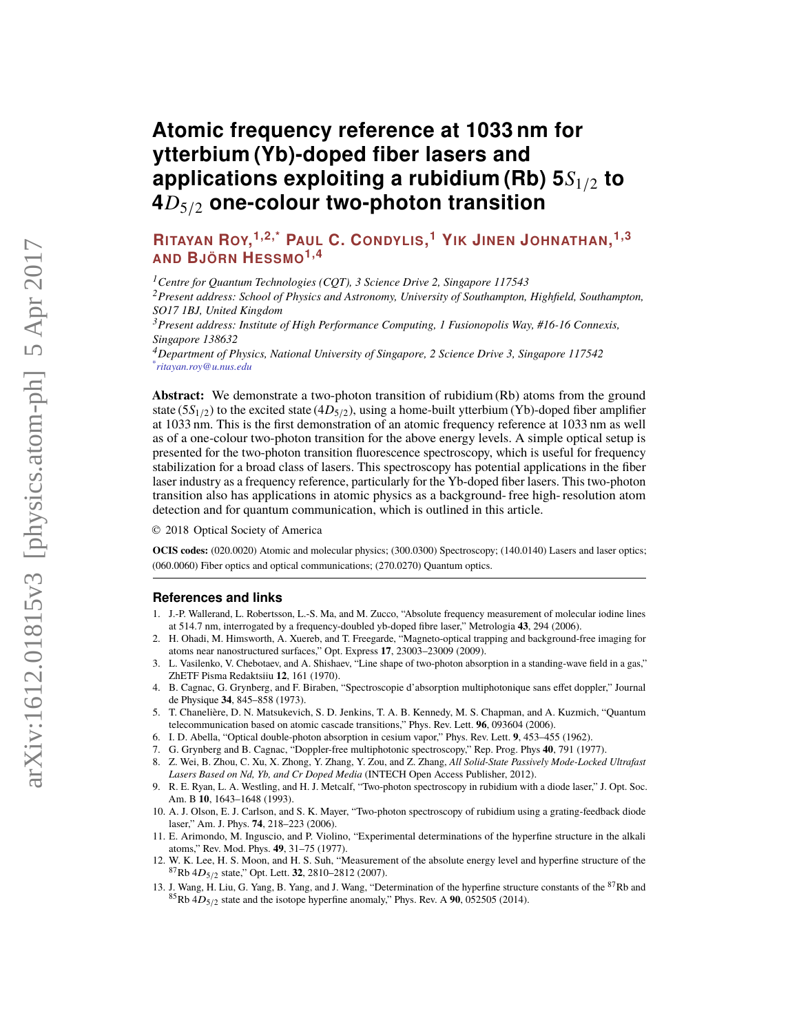# Atomic frequency reference at 1033 nm for ytterbium (Yb)-doped fiber lasers and applications exploiting a rubidium (Rb) $5S_{1/2}$ to $4D_{5/2}$ one-colour two-photon transition

**Ritayan Roy,[1,2,*] Paul C. Condylis,[1] Yik Jinen Johnathan,[1,3] and Björn Hessmo[1,4]**

[1] *Centre for Quantum Technologies (CQT), 3 Science Drive 2, Singapore 117543*
[2] *Present address: School of Physics and Astronomy, University of Southampton, Highfield, Southampton, SO17 1BJ, United Kingdom*
[3] *Present address: Institute of High Performance Computing, 1 Fusionopolis Way, #16-16 Connexis, Singapore 138632*
[4] *Department of Physics, National University of Singapore, 2 Science Drive 3, Singapore 117542*
[*] *ritayan.roy@u.nus.edu*

**Abstract:** We demonstrate a two-photon transition of rubidium (Rb) atoms from the ground state ($5S_{1/2}$) to the excited state ($4D_{5/2}$), using a home-built ytterbium (Yb)-doped fiber amplifier at 1033 nm. This is the first demonstration of an atomic frequency reference at 1033 nm as well as of a one-colour two-photon transition for the above energy levels. A simple optical setup is presented for the two-photon transition fluorescence spectroscopy, which is useful for frequency stabilization for a broad class of lasers. This spectroscopy has potential applications in the fiber laser industry as a frequency reference, particularly for the Yb-doped fiber lasers. This two-photon transition also has applications in atomic physics as a background- free high- resolution atom detection and for quantum communication, which is outlined in this article.

© 2018 Optical Society of America

**OCIS codes:** (020.0020) Atomic and molecular physics; (300.0300) Spectroscopy; (140.0140) Lasers and laser optics; (060.0060) Fiber optics and optical communications; (270.0270) Quantum optics.

## References and links

1. J.-P. Wallerand, L. Robertsson, L.-S. Ma, and M. Zucco, "Absolute frequency measurement of molecular iodine lines at 514.7 nm, interrogated by a frequency-doubled yb-doped fibre laser," Metrologia **43**, 294 (2006).
2. H. Ohadi, M. Himsworth, A. Xuereb, and T. Freegarde, "Magneto-optical trapping and background-free imaging for atoms near nanostructured surfaces," Opt. Express **17**, 23003–23009 (2009).
3. L. Vasilenko, V. Chebotaev, and A. Shishaev, "Line shape of two-photon absorption in a standing-wave field in a gas," ZhETF Pisma Redaktsiiu **12**, 161 (1970).
4. B. Cagnac, G. Grynberg, and F. Biraben, "Spectroscopie d'absorption multiphotonique sans effet doppler," Journal de Physique **34**, 845–858 (1973).
5. T. Chanelière, D. N. Matsukevich, S. D. Jenkins, T. A. B. Kennedy, M. S. Chapman, and A. Kuzmich, "Quantum telecommunication based on atomic cascade transitions," Phys. Rev. Lett. **96**, 093604 (2006).
6. I. D. Abella, "Optical double-photon absorption in cesium vapor," Phys. Rev. Lett. **9**, 453–455 (1962).
7. G. Grynberg and B. Cagnac, "Doppler-free multiphotonic spectroscopy," Rep. Prog. Phys **40**, 791 (1977).
8. Z. Wei, B. Zhou, C. Xu, X. Zhong, Y. Zhang, Y. Zou, and Z. Zhang, *All Solid-State Passively Mode-Locked Ultrafast Lasers Based on Nd, Yb, and Cr Doped Media* (INTECH Open Access Publisher, 2012).
9. R. E. Ryan, L. A. Westling, and H. J. Metcalf, "Two-photon spectroscopy in rubidium with a diode laser," J. Opt. Soc. Am. B **10**, 1643–1648 (1993).
10. A. J. Olson, E. J. Carlson, and S. K. Mayer, "Two-photon spectroscopy of rubidium using a grating-feedback diode laser," Am. J. Phys. **74**, 218–223 (2006).
11. E. Arimondo, M. Inguscio, and P. Violino, "Experimental determinations of the hyperfine structure in the alkali atoms," Rev. Mod. Phys. **49**, 31–75 (1977).
12. W. K. Lee, H. S. Moon, and H. S. Suh, "Measurement of the absolute energy level and hyperfine structure of the $^{87}$Rb $4D_{5/2}$ state," Opt. Lett. **32**, 2810–2812 (2007).
13. J. Wang, H. Liu, G. Yang, B. Yang, and J. Wang, "Determination of the hyperfine structure constants of the $^{87}$Rb and $^{85}$Rb $4D_{5/2}$ state and the isotope hyperfine anomaly," Phys. Rev. A **90**, 052505 (2014).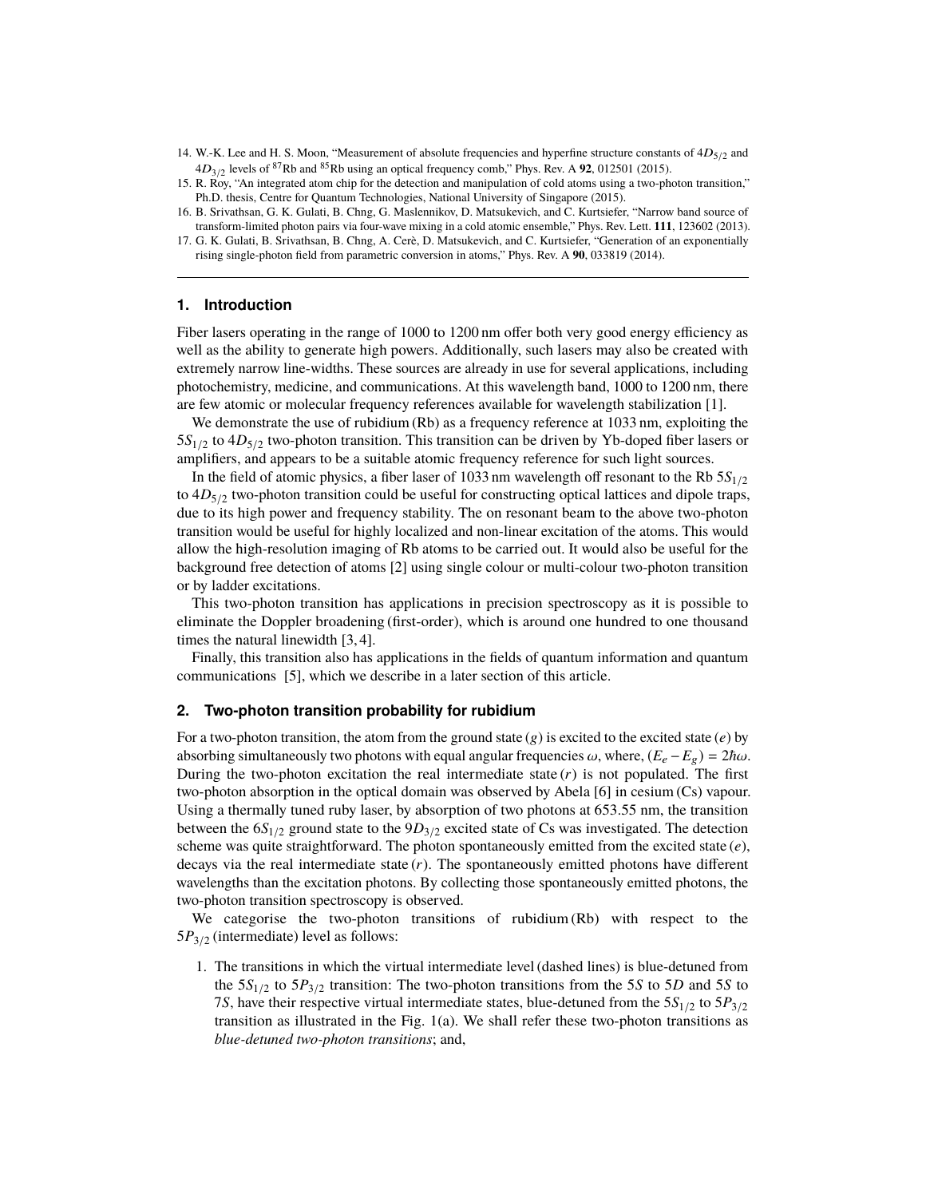14. W.-K. Lee and H. S. Moon, "Measurement of absolute frequencies and hyperfine structure constants of $4D_{5/2}$ and $4D_{3/2}$ levels of $^{87}$Rb and $^{85}$Rb using an optical frequency comb," Phys. Rev. A **92**, 012501 (2015).
15. R. Roy, "An integrated atom chip for the detection and manipulation of cold atoms using a two-photon transition," Ph.D. thesis, Centre for Quantum Technologies, National University of Singapore (2015).
16. B. Srivathsan, G. K. Gulati, B. Chng, G. Maslennikov, D. Matsukevich, and C. Kurtsiefer, "Narrow band source of transform-limited photon pairs via four-wave mixing in a cold atomic ensemble," Phys. Rev. Lett. **111**, 123602 (2013).
17. G. K. Gulati, B. Srivathsan, B. Chng, A. Cerè, D. Matsukevich, and C. Kurtsiefer, "Generation of an exponentially rising single-photon field from parametric conversion in atoms," Phys. Rev. A **90**, 033819 (2014).

## 1. Introduction

Fiber lasers operating in the range of 1000 to 1200 nm offer both very good energy efficiency as well as the ability to generate high powers. Additionally, such lasers may also be created with extremely narrow line-widths. These sources are already in use for several applications, including photochemistry, medicine, and communications. At this wavelength band, 1000 to 1200 nm, there are few atomic or molecular frequency references available for wavelength stabilization [1].

We demonstrate the use of rubidium (Rb) as a frequency reference at 1033 nm, exploiting the $5S_{1/2}$ to $4D_{5/2}$ two-photon transition. This transition can be driven by Yb-doped fiber lasers or amplifiers, and appears to be a suitable atomic frequency reference for such light sources.

In the field of atomic physics, a fiber laser of 1033 nm wavelength off resonant to the Rb $5S_{1/2}$ to $4D_{5/2}$ two-photon transition could be useful for constructing optical lattices and dipole traps, due to its high power and frequency stability. The on resonant beam to the above two-photon transition would be useful for highly localized and non-linear excitation of the atoms. This would allow the high-resolution imaging of Rb atoms to be carried out. It would also be useful for the background free detection of atoms [2] using single colour or multi-colour two-photon transition or by ladder excitations.

This two-photon transition has applications in precision spectroscopy as it is possible to eliminate the Doppler broadening (first-order), which is around one hundred to one thousand times the natural linewidth [3,4].

Finally, this transition also has applications in the fields of quantum information and quantum communications [5], which we describe in a later section of this article.

## 2. Two-photon transition probability for rubidium

For a two-photon transition, the atom from the ground state ($g$) is excited to the excited state ($e$) by absorbing simultaneously two photons with equal angular frequencies $\omega$, where, $(E_e - E_g) = 2\hbar\omega$. During the two-photon excitation the real intermediate state ($r$) is not populated. The first two-photon absorption in the optical domain was observed by Abela [6] in cesium (Cs) vapour. Using a thermally tuned ruby laser, by absorption of two photons at 653.55 nm, the transition between the $6S_{1/2}$ ground state to the $9D_{3/2}$ excited state of Cs was investigated. The detection scheme was quite straightforward. The photon spontaneously emitted from the excited state ($e$), decays via the real intermediate state ($r$). The spontaneously emitted photons have different wavelengths than the excitation photons. By collecting those spontaneously emitted photons, the two-photon transition spectroscopy is observed.

We categorise the two-photon transitions of rubidium (Rb) with respect to the $5P_{3/2}$ (intermediate) level as follows:

1. The transitions in which the virtual intermediate level (dashed lines) is blue-detuned from the $5S_{1/2}$ to $5P_{3/2}$ transition: The two-photon transitions from the $5S$ to $5D$ and $5S$ to $7S$, have their respective virtual intermediate states, blue-detuned from the $5S_{1/2}$ to $5P_{3/2}$ transition as illustrated in the Fig. 1(a). We shall refer these two-photon transitions as *blue-detuned two-photon transitions*; and,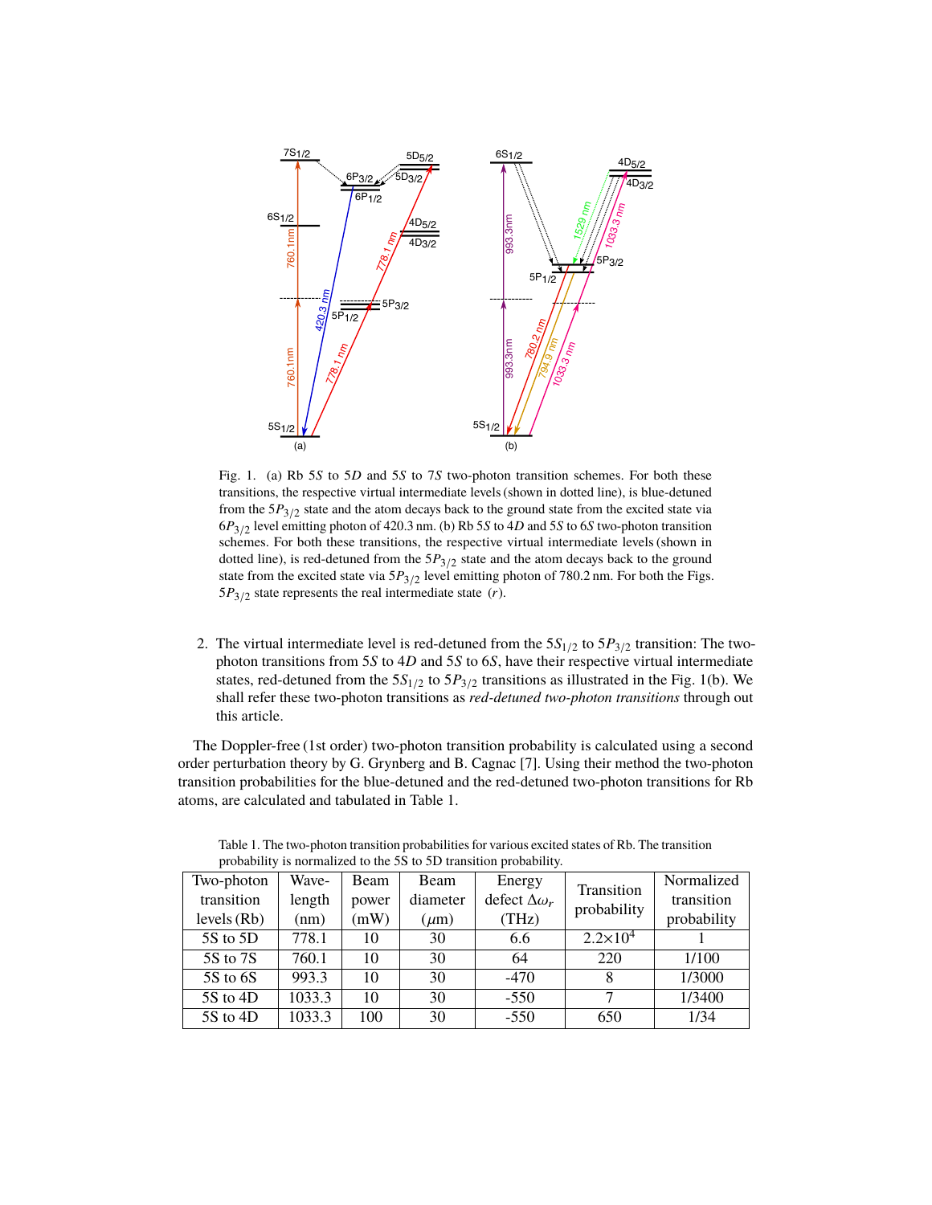Fig. 1. (a) Rb $5S$ to $5D$ and $5S$ to $7S$ two-photon transition schemes. For both these transitions, the respective virtual intermediate levels (shown in dotted line), is blue-detuned from the $5P_{3/2}$ state and the atom decays back to the ground state from the excited state via $6P_{3/2}$ level emitting photon of 420.3 nm. (b) Rb $5S$ to $4D$ and $5S$ to $6S$ two-photon transition schemes. For both these transitions, the respective virtual intermediate levels (shown in dotted line), is red-detuned from the $5P_{3/2}$ state and the atom decays back to the ground state from the excited state via $5P_{3/2}$ level emitting photon of 780.2 nm. For both the Figs. $5P_{3/2}$ state represents the real intermediate state ($r$).

2. The virtual intermediate level is red-detuned from the $5S_{1/2}$ to $5P_{3/2}$ transition: The two-photon transitions from $5S$ to $4D$ and $5S$ to $6S$, have their respective virtual intermediate states, red-detuned from the $5S_{1/2}$ to $5P_{3/2}$ transitions as illustrated in the Fig. 1(b). We shall refer these two-photon transitions as *red-detuned two-photon transitions* through out this article.

The Doppler-free (1st order) two-photon transition probability is calculated using a second order perturbation theory by G. Grynberg and B. Cagnac [7]. Using their method the two-photon transition probabilities for the blue-detuned and the red-detuned two-photon transitions for Rb atoms, are calculated and tabulated in Table 1.

Table 1. The two-photon transition probabilities for various excited states of Rb. The transition probability is normalized to the 5S to 5D transition probability.

| Two-photon transition levels (Rb) | Wave-length (nm) | Beam power (mW) | Beam diameter ($\mu$m) | Energy defect $\Delta\omega_r$ (THz) | Transition probability | Normalized transition probability |
|---|---|---|---|---|---|---|
| 5S to 5D | 778.1 | 10 | 30 | 6.6 | $2.2\times10^4$ | 1 |
| 5S to 7S | 760.1 | 10 | 30 | 64 | 220 | 1/100 |
| 5S to 6S | 993.3 | 10 | 30 | -470 | 8 | 1/3000 |
| 5S to 4D | 1033.3 | 10 | 30 | -550 | 7 | 1/3400 |
| 5S to 4D | 1033.3 | 100 | 30 | -550 | 650 | 1/34 |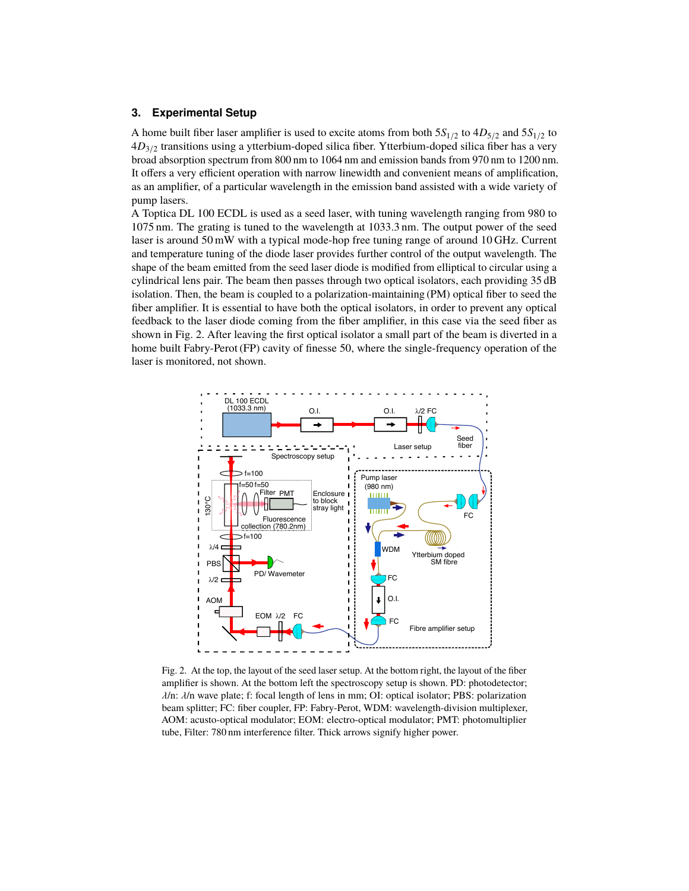## 3. Experimental Setup

A home built fiber laser amplifier is used to excite atoms from both $5S_{1/2}$ to $4D_{5/2}$ and $5S_{1/2}$ to $4D_{3/2}$ transitions using a ytterbium-doped silica fiber. Ytterbium-doped silica fiber has a very broad absorption spectrum from 800 nm to 1064 nm and emission bands from 970 nm to 1200 nm. It offers a very efficient operation with narrow linewidth and convenient means of amplification, as an amplifier, of a particular wavelength in the emission band assisted with a wide variety of pump lasers.

A Toptica DL 100 ECDL is used as a seed laser, with tuning wavelength ranging from 980 to 1075 nm. The grating is tuned to the wavelength at 1033.3 nm. The output power of the seed laser is around 50 mW with a typical mode-hop free tuning range of around 10 GHz. Current and temperature tuning of the diode laser provides further control of the output wavelength. The shape of the beam emitted from the seed laser diode is modified from elliptical to circular using a cylindrical lens pair. The beam then passes through two optical isolators, each providing 35 dB isolation. Then, the beam is coupled to a polarization-maintaining (PM) optical fiber to seed the fiber amplifier. It is essential to have both the optical isolators, in order to prevent any optical feedback to the laser diode coming from the fiber amplifier, in this case via the seed fiber as shown in Fig. 2. After leaving the first optical isolator a small part of the beam is diverted in a home built Fabry-Perot (FP) cavity of finesse 50, where the single-frequency operation of the laser is monitored, not shown.

Fig. 2. At the top, the layout of the seed laser setup. At the bottom right, the layout of the fiber amplifier is shown. At the bottom left the spectroscopy setup is shown. PD: photodetector; $\lambda$/n: $\lambda$/n wave plate; f: focal length of lens in mm; OI: optical isolator; PBS: polarization beam splitter; FC: fiber coupler, FP: Fabry-Perot, WDM: wavelength-division multiplexer, AOM: acusto-optical modulator; EOM: electro-optical modulator; PMT: photomultiplier tube, Filter: 780 nm interference filter. Thick arrows signify higher power.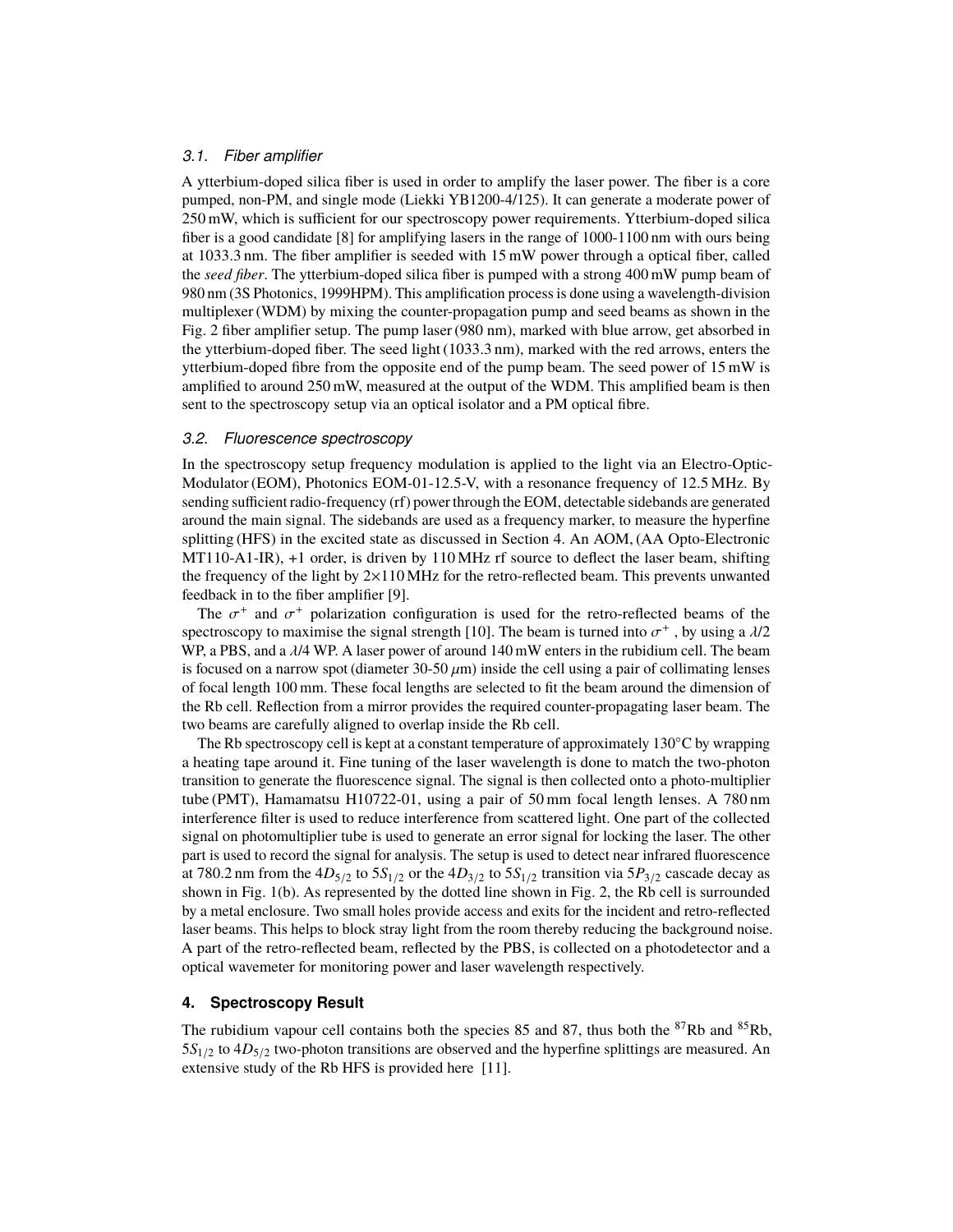### 3.1. Fiber amplifier

A ytterbium-doped silica fiber is used in order to amplify the laser power. The fiber is a core pumped, non-PM, and single mode (Liekki YB1200-4/125). It can generate a moderate power of 250 mW, which is sufficient for our spectroscopy power requirements. Ytterbium-doped silica fiber is a good candidate [8] for amplifying lasers in the range of 1000-1100 nm with ours being at 1033.3 nm. The fiber amplifier is seeded with 15 mW power through a optical fiber, called the *seed fiber*. The ytterbium-doped silica fiber is pumped with a strong 400 mW pump beam of 980 nm (3S Photonics, 1999HPM). This amplification process is done using a wavelength-division multiplexer (WDM) by mixing the counter-propagation pump and seed beams as shown in the Fig. 2 fiber amplifier setup. The pump laser (980 nm), marked with blue arrow, get absorbed in the ytterbium-doped fiber. The seed light (1033.3 nm), marked with the red arrows, enters the ytterbium-doped fibre from the opposite end of the pump beam. The seed power of 15 mW is amplified to around 250 mW, measured at the output of the WDM. This amplified beam is then sent to the spectroscopy setup via an optical isolator and a PM optical fibre.

### 3.2. Fluorescence spectroscopy

In the spectroscopy setup frequency modulation is applied to the light via an Electro-Optic-Modulator (EOM), Photonics EOM-01-12.5-V, with a resonance frequency of 12.5 MHz. By sending sufficient radio-frequency (rf) power through the EOM, detectable sidebands are generated around the main signal. The sidebands are used as a frequency marker, to measure the hyperfine splitting (HFS) in the excited state as discussed in Section 4. An AOM, (AA Opto-Electronic MT110-A1-IR), +1 order, is driven by 110 MHz rf source to deflect the laser beam, shifting the frequency of the light by 2×110 MHz for the retro-reflected beam. This prevents unwanted feedback in to the fiber amplifier [9].

The $\sigma^+$ and $\sigma^+$ polarization configuration is used for the retro-reflected beams of the spectroscopy to maximise the signal strength [10]. The beam is turned into $\sigma^+$ , by using a $\lambda/2$ WP, a PBS, and a $\lambda/4$ WP. A laser power of around 140 mW enters in the rubidium cell. The beam is focused on a narrow spot (diameter 30-50 $\mu$m) inside the cell using a pair of collimating lenses of focal length 100 mm. These focal lengths are selected to fit the beam around the dimension of the Rb cell. Reflection from a mirror provides the required counter-propagating laser beam. The two beams are carefully aligned to overlap inside the Rb cell.

The Rb spectroscopy cell is kept at a constant temperature of approximately 130°C by wrapping a heating tape around it. Fine tuning of the laser wavelength is done to match the two-photon transition to generate the fluorescence signal. The signal is then collected onto a photo-multiplier tube (PMT), Hamamatsu H10722-01, using a pair of 50 mm focal length lenses. A 780 nm interference filter is used to reduce interference from scattered light. One part of the collected signal on photomultiplier tube is used to generate an error signal for locking the laser. The other part is used to record the signal for analysis. The setup is used to detect near infrared fluorescence at 780.2 nm from the $4D_{5/2}$ to $5S_{1/2}$ or the $4D_{3/2}$ to $5S_{1/2}$ transition via $5P_{3/2}$ cascade decay as shown in Fig. 1(b). As represented by the dotted line shown in Fig. 2, the Rb cell is surrounded by a metal enclosure. Two small holes provide access and exits for the incident and retro-reflected laser beams. This helps to block stray light from the room thereby reducing the background noise. A part of the retro-reflected beam, reflected by the PBS, is collected on a photodetector and a optical wavemeter for monitoring power and laser wavelength respectively.

## 4. Spectroscopy Result

The rubidium vapour cell contains both the species 85 and 87, thus both the $^{87}$Rb and $^{85}$Rb, $5S_{1/2}$ to $4D_{5/2}$ two-photon transitions are observed and the hyperfine splittings are measured. An extensive study of the Rb HFS is provided here [11].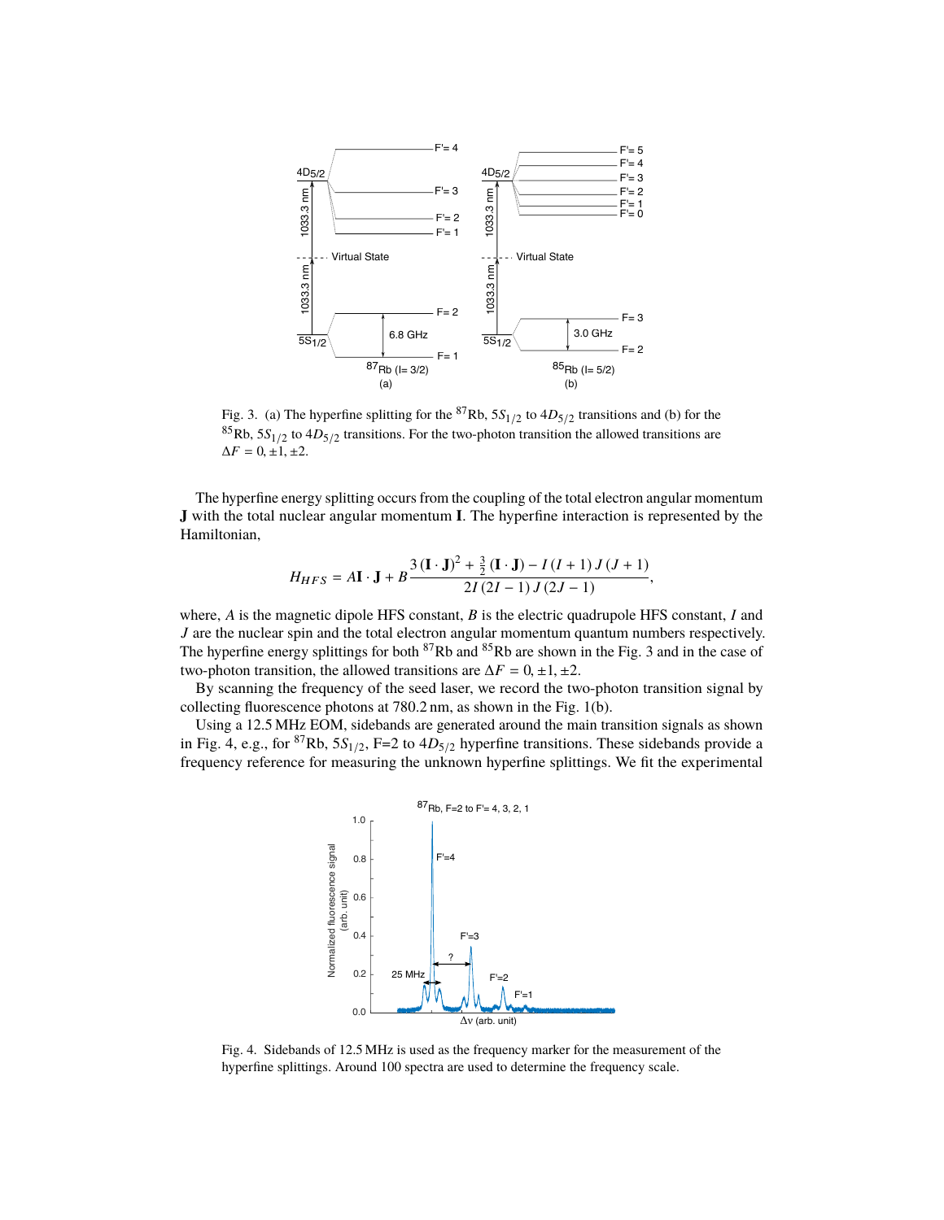Fig. 3. (a) The hyperfine splitting for the $^{87}$Rb, $5S_{1/2}$ to $4D_{5/2}$ transitions and (b) for the $^{85}$Rb, $5S_{1/2}$ to $4D_{5/2}$ transitions. For the two-photon transition the allowed transitions are $\Delta F = 0, \pm1, \pm2$.

The hyperfine energy splitting occurs from the coupling of the total electron angular momentum **J** with the total nuclear angular momentum **I**. The hyperfine interaction is represented by the Hamiltonian,

$$H_{HFS} = A\mathbf{I}\cdot\mathbf{J} + B\frac{3\left(\mathbf{I}\cdot\mathbf{J}\right)^2 + \frac{3}{2}\left(\mathbf{I}\cdot\mathbf{J}\right) - I\left(I+1\right)J\left(J+1\right)}{2I\left(2I-1\right)J\left(2J-1\right)},$$

where, $A$ is the magnetic dipole HFS constant, $B$ is the electric quadrupole HFS constant, $I$ and $J$ are the nuclear spin and the total electron angular momentum quantum numbers respectively. The hyperfine energy splittings for both $^{87}$Rb and $^{85}$Rb are shown in the Fig. 3 and in the case of two-photon transition, the allowed transitions are $\Delta F = 0, \pm1, \pm2$.

By scanning the frequency of the seed laser, we record the two-photon transition signal by collecting fluorescence photons at 780.2 nm, as shown in the Fig. 1(b).

Using a 12.5 MHz EOM, sidebands are generated around the main transition signals as shown in Fig. 4, e.g., for $^{87}$Rb, $5S_{1/2}$, F=2 to $4D_{5/2}$ hyperfine transitions. These sidebands provide a frequency reference for measuring the unknown hyperfine splittings. We fit the experimental

Fig. 4. Sidebands of 12.5 MHz is used as the frequency marker for the measurement of the hyperfine splittings. Around 100 spectra are used to determine the frequency scale.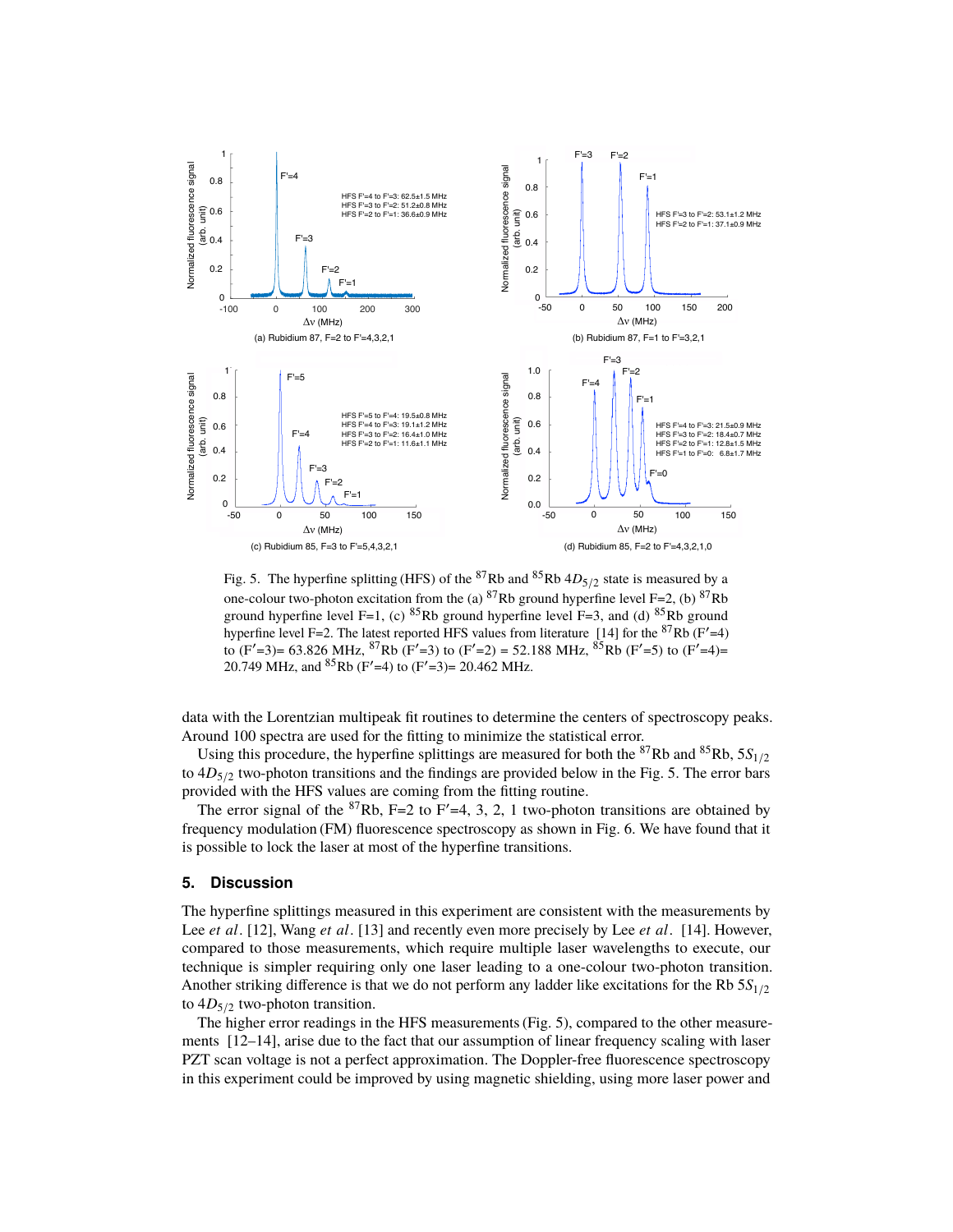Fig. 5. The hyperfine splitting (HFS) of the $^{87}$Rb and $^{85}$Rb $4D_{5/2}$ state is measured by a one-colour two-photon excitation from the (a) $^{87}$Rb ground hyperfine level F=2, (b) $^{87}$Rb ground hyperfine level F=1, (c) $^{85}$Rb ground hyperfine level F=3, and (d) $^{85}$Rb ground hyperfine level F=2. The latest reported HFS values from literature [14] for the $^{87}$Rb (F′=4) to (F′=3)= 63.826 MHz, $^{87}$Rb (F′=3) to (F′=2) = 52.188 MHz, $^{85}$Rb (F′=5) to (F′=4)= 20.749 MHz, and $^{85}$Rb (F′=4) to (F′=3)= 20.462 MHz.

data with the Lorentzian multipeak fit routines to determine the centers of spectroscopy peaks. Around 100 spectra are used for the fitting to minimize the statistical error.

Using this procedure, the hyperfine splittings are measured for both the $^{87}$Rb and $^{85}$Rb, $5S_{1/2}$ to $4D_{5/2}$ two-photon transitions and the findings are provided below in the Fig. 5. The error bars provided with the HFS values are coming from the fitting routine.

The error signal of the $^{87}$Rb, F=2 to F′=4, 3, 2, 1 two-photon transitions are obtained by frequency modulation (FM) fluorescence spectroscopy as shown in Fig. 6. We have found that it is possible to lock the laser at most of the hyperfine transitions.

## 5. Discussion

The hyperfine splittings measured in this experiment are consistent with the measurements by Lee *et al*. [12], Wang *et al*. [13] and recently even more precisely by Lee *et al*. [14]. However, compared to those measurements, which require multiple laser wavelengths to execute, our technique is simpler requiring only one laser leading to a one-colour two-photon transition. Another striking difference is that we do not perform any ladder like excitations for the Rb $5S_{1/2}$ to $4D_{5/2}$ two-photon transition.

The higher error readings in the HFS measurements (Fig. 5), compared to the other measurements [12–14], arise due to the fact that our assumption of linear frequency scaling with laser PZT scan voltage is not a perfect approximation. The Doppler-free fluorescence spectroscopy in this experiment could be improved by using magnetic shielding, using more laser power and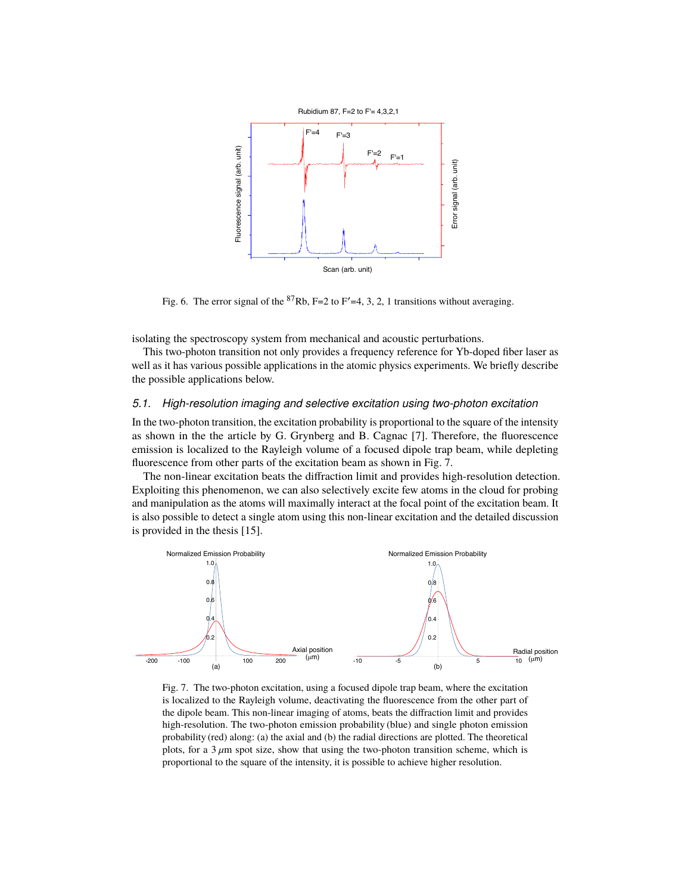Fig. 6. The error signal of the $^{87}$Rb, F=2 to F′=4, 3, 2, 1 transitions without averaging.

isolating the spectroscopy system from mechanical and acoustic perturbations.

This two-photon transition not only provides a frequency reference for Yb-doped fiber laser as well as it has various possible applications in the atomic physics experiments. We briefly describe the possible applications below.

### 5.1. High-resolution imaging and selective excitation using two-photon excitation

In the two-photon transition, the excitation probability is proportional to the square of the intensity as shown in the the article by G. Grynberg and B. Cagnac [7]. Therefore, the fluorescence emission is localized to the Rayleigh volume of a focused dipole trap beam, while depleting fluorescence from other parts of the excitation beam as shown in Fig. 7.

The non-linear excitation beats the diffraction limit and provides high-resolution detection. Exploiting this phenomenon, we can also selectively excite few atoms in the cloud for probing and manipulation as the atoms will maximally interact at the focal point of the excitation beam. It is also possible to detect a single atom using this non-linear excitation and the detailed discussion is provided in the thesis [15].

Fig. 7. The two-photon excitation, using a focused dipole trap beam, where the excitation is localized to the Rayleigh volume, deactivating the fluorescence from the other part of the dipole beam. This non-linear imaging of atoms, beats the diffraction limit and provides high-resolution. The two-photon emission probability (blue) and single photon emission probability (red) along: (a) the axial and (b) the radial directions are plotted. The theoretical plots, for a 3 $\mu$m spot size, show that using the two-photon transition scheme, which is proportional to the square of the intensity, it is possible to achieve higher resolution.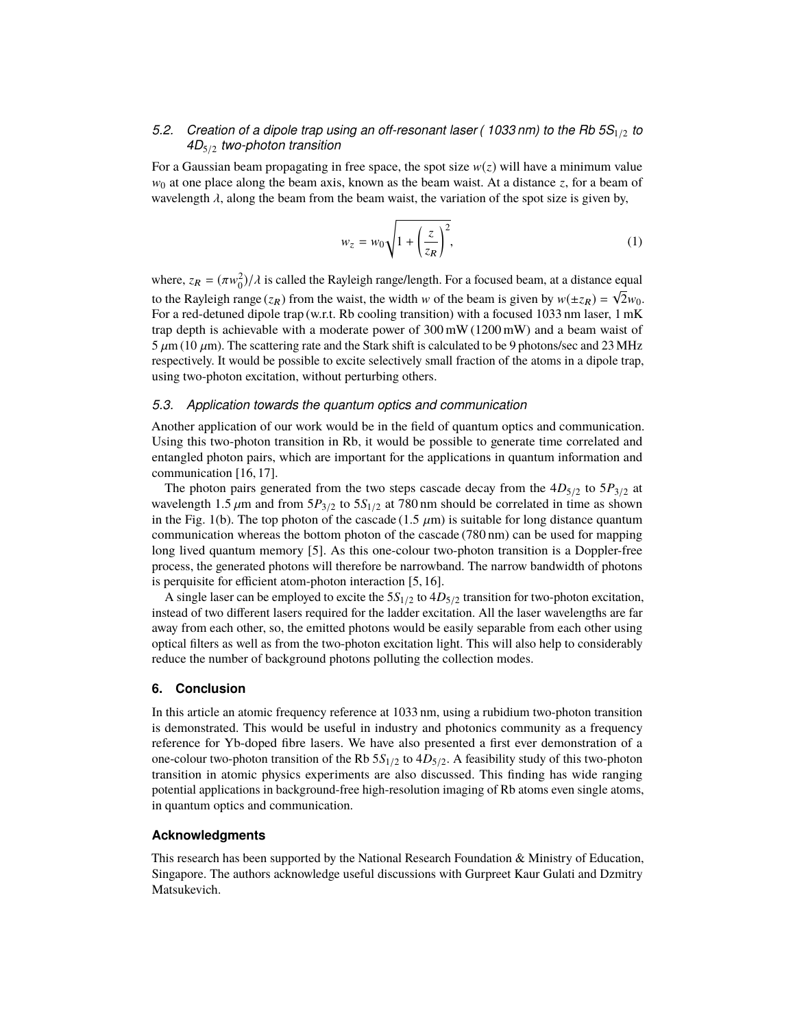### 5.2. Creation of a dipole trap using an off-resonant laser ( 1033 nm) to the Rb $5S_{1/2}$ to $4D_{5/2}$ two-photon transition

For a Gaussian beam propagating in free space, the spot size $w(z)$ will have a minimum value $w_0$ at one place along the beam axis, known as the beam waist. At a distance $z$, for a beam of wavelength $\lambda$, along the beam from the beam waist, the variation of the spot size is given by,

$$w_z = w_0 \sqrt{1 + \left(\frac{z}{z_R}\right)^2}, \tag{1}$$

where, $z_R = (\pi w_0^2)/\lambda$ is called the Rayleigh range/length. For a focused beam, at a distance equal to the Rayleigh range ($z_R$) from the waist, the width $w$ of the beam is given by $w(\pm z_R) = \sqrt{2} w_0$. For a red-detuned dipole trap (w.r.t. Rb cooling transition) with a focused 1033 nm laser, 1 mK trap depth is achievable with a moderate power of 300 mW (1200 mW) and a beam waist of 5 $\mu$m (10 $\mu$m). The scattering rate and the Stark shift is calculated to be 9 photons/sec and 23 MHz respectively. It would be possible to excite selectively small fraction of the atoms in a dipole trap, using two-photon excitation, without perturbing others.

### 5.3. Application towards the quantum optics and communication

Another application of our work would be in the field of quantum optics and communication. Using this two-photon transition in Rb, it would be possible to generate time correlated and entangled photon pairs, which are important for the applications in quantum information and communication [16, 17].

The photon pairs generated from the two steps cascade decay from the $4D_{5/2}$ to $5P_{3/2}$ at wavelength 1.5 $\mu$m and from $5P_{3/2}$ to $5S_{1/2}$ at 780 nm should be correlated in time as shown in the Fig. 1(b). The top photon of the cascade (1.5 $\mu$m) is suitable for long distance quantum communication whereas the bottom photon of the cascade (780 nm) can be used for mapping long lived quantum memory [5]. As this one-colour two-photon transition is a Doppler-free process, the generated photons will therefore be narrowband. The narrow bandwidth of photons is perquisite for efficient atom-photon interaction [5, 16].

A single laser can be employed to excite the $5S_{1/2}$ to $4D_{5/2}$ transition for two-photon excitation, instead of two different lasers required for the ladder excitation. All the laser wavelengths are far away from each other, so, the emitted photons would be easily separable from each other using optical filters as well as from the two-photon excitation light. This will also help to considerably reduce the number of background photons polluting the collection modes.

## 6. Conclusion

In this article an atomic frequency reference at 1033 nm, using a rubidium two-photon transition is demonstrated. This would be useful in industry and photonics community as a frequency reference for Yb-doped fibre lasers. We have also presented a first ever demonstration of a one-colour two-photon transition of the Rb $5S_{1/2}$ to $4D_{5/2}$. A feasibility study of this two-photon transition in atomic physics experiments are also discussed. This finding has wide ranging potential applications in background-free high-resolution imaging of Rb atoms even single atoms, in quantum optics and communication.

## Acknowledgments

This research has been supported by the National Research Foundation & Ministry of Education, Singapore. The authors acknowledge useful discussions with Gurpreet Kaur Gulati and Dzmitry Matsukevich.